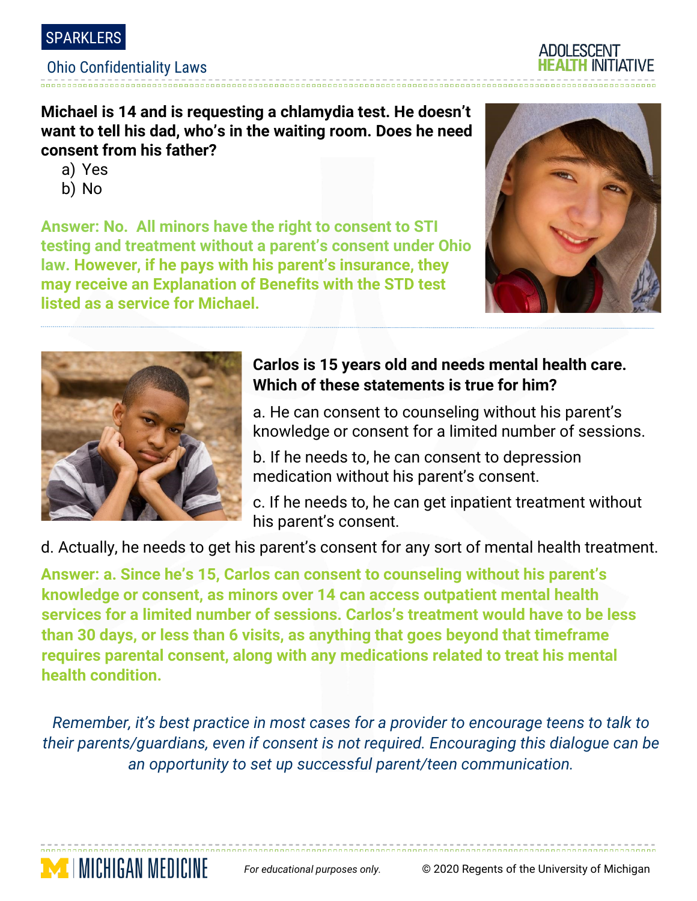SPARKLERS

## Ohio Confidentiality Laws

**Michael is 14 and is requesting a chlamydia test. He doesn't want to tell his dad, who's in the waiting room. Does he need consent from his father?**

a) Yes
b) No

**Answer: No. All minors have the right to consent to STI testing and treatment without a parent's consent under Ohio law. However, if he pays with his parent's insurance, they may receive an Explanation of Benefits with the STD test listed as a service for Michael.**

**Carlos is 15 years old and needs mental health care. Which of these statements is true for him?**

a. He can consent to counseling without his parent's knowledge or consent for a limited number of sessions.

b. If he needs to, he can consent to depression medication without his parent's consent.

c. If he needs to, he can get inpatient treatment without his parent's consent.

d. Actually, he needs to get his parent's consent for any sort of mental health treatment.

**Answer: a. Since he's 15, Carlos can consent to counseling without his parent's knowledge or consent, as minors over 14 can access outpatient mental health services for a limited number of sessions. Carlos's treatment would have to be less than 30 days, or less than 6 visits, as anything that goes beyond that timeframe requires parental consent, along with any medications related to treat his mental health condition.**

*Remember, it's best practice in most cases for a provider to encourage teens to talk to their parents/guardians, even if consent is not required. Encouraging this dialogue can be an opportunity to set up successful parent/teen communication.*

*For educational purposes only.* © 2020 Regents of the University of Michigan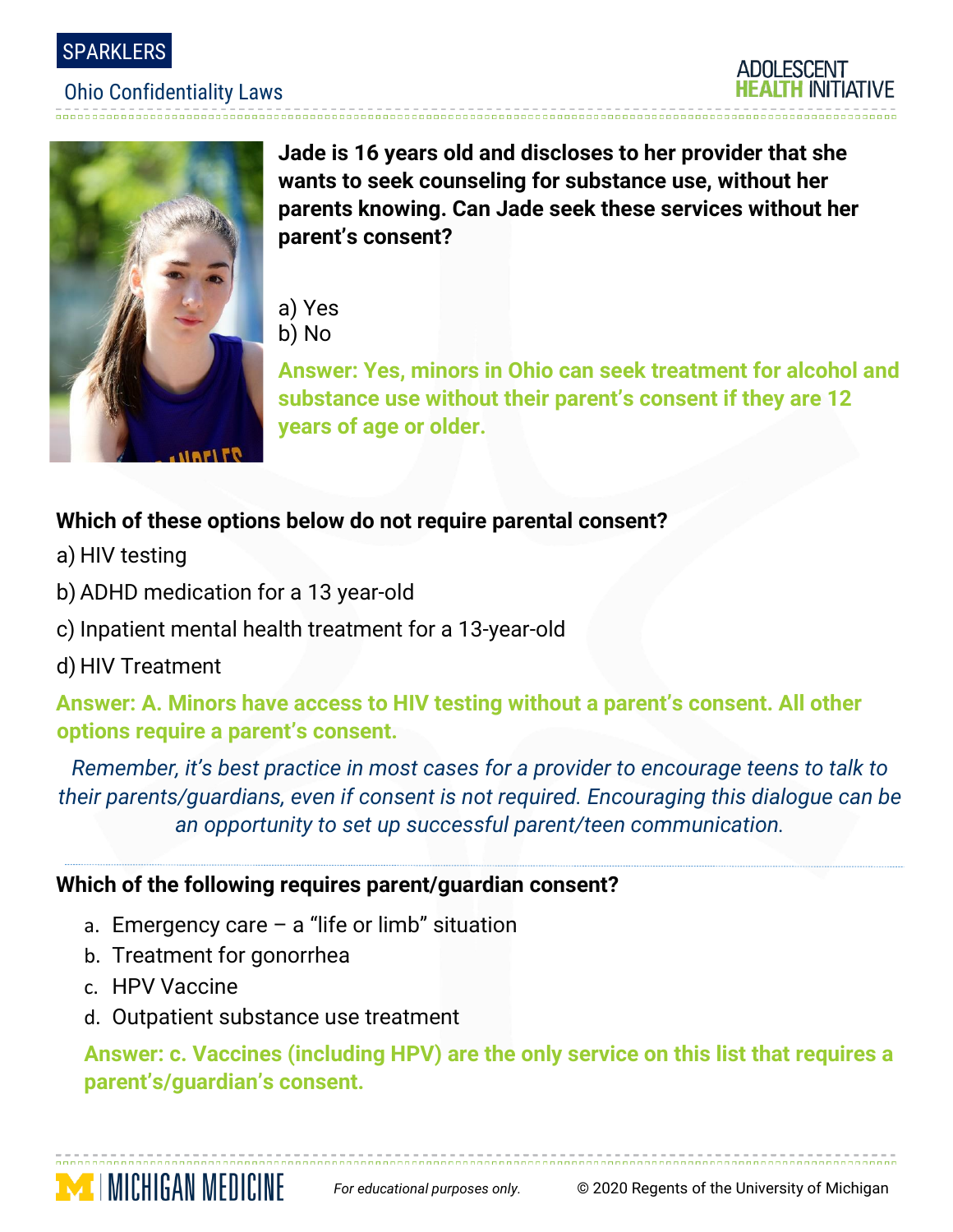**Jade is 16 years old and discloses to her provider that she wants to seek counseling for substance use, without her parents knowing. Can Jade seek these services without her parent's consent?**

a) Yes
b) No

**Answer: Yes, minors in Ohio can seek treatment for alcohol and substance use without their parent's consent if they are 12 years of age or older.**

**Which of these options below do not require parental consent?**

a) HIV testing
b) ADHD medication for a 13 year-old
c) Inpatient mental health treatment for a 13-year-old
d) HIV Treatment

**Answer: A. Minors have access to HIV testing without a parent's consent. All other options require a parent's consent.**

*Remember, it's best practice in most cases for a provider to encourage teens to talk to their parents/guardians, even if consent is not required. Encouraging this dialogue can be an opportunity to set up successful parent/teen communication.*

**Which of the following requires parent/guardian consent?**

a. Emergency care – a "life or limb" situation
b. Treatment for gonorrhea
c. HPV Vaccine
d. Outpatient substance use treatment

**Answer: c. Vaccines (including HPV) are the only service on this list that requires a parent's/guardian's consent.**

*For educational purposes only.*

© 2020 Regents of the University of Michigan